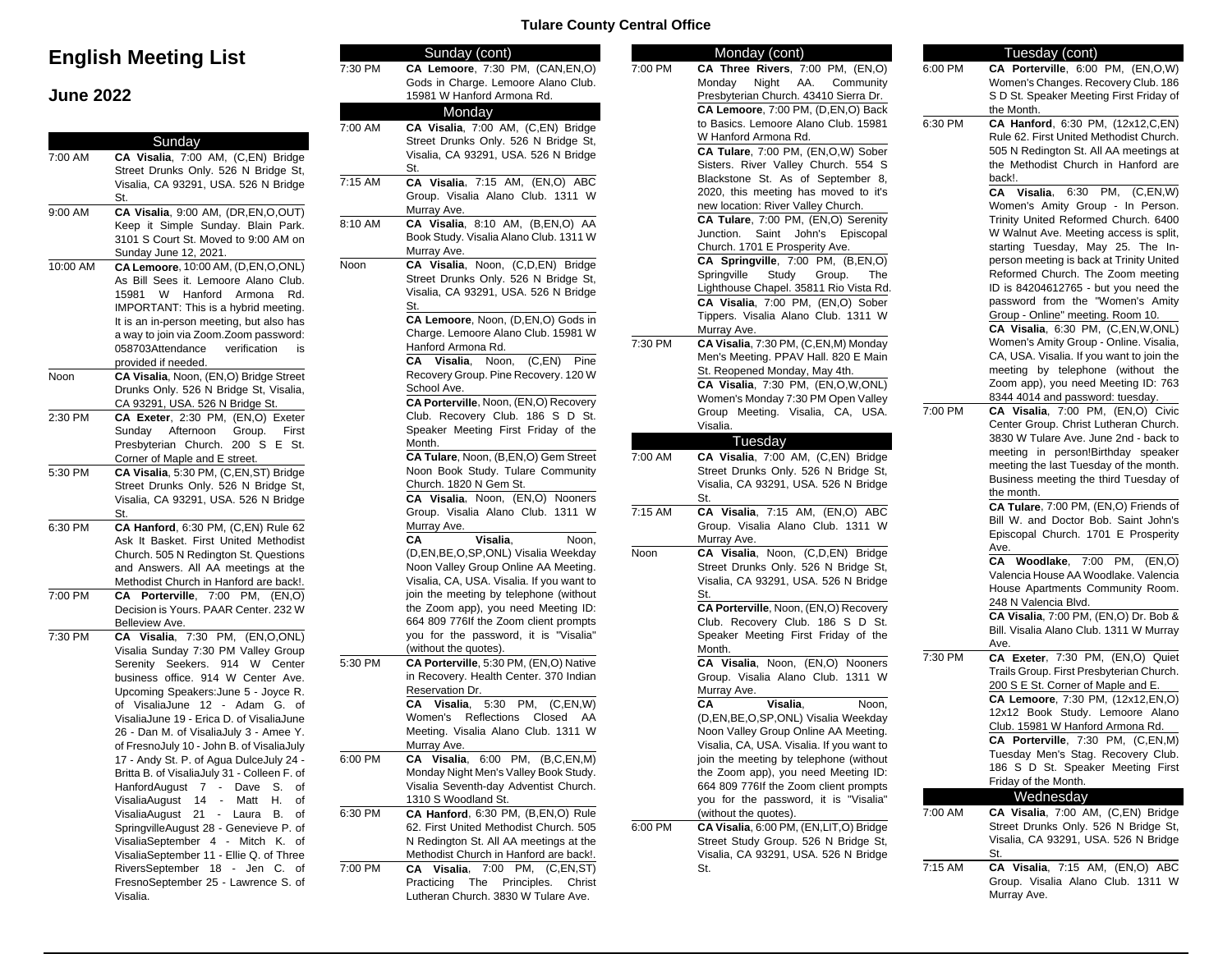# English Meeting List

## June 2022

### Sunday

| Time | Meeting |
| --- | --- |
| 7:00 AM | **CA Visalia**, 7:00 AM, (C,EN) Bridge Street Drunks Only. 526 N Bridge St, Visalia, CA 93291, USA. 526 N Bridge St. |
| 9:00 AM | **CA Visalia**, 9:00 AM, (DR,EN,O,OUT) Keep it Simple Sunday. Blain Park. 3101 S Court St. Moved to 9:00 AM on Sunday June 12, 2021. |
| 10:00 AM | **CA Lemoore**, 10:00 AM, (D,EN,O,ONL) As Bill Sees it. Lemoore Alano Club. 15981 W Hanford Armona Rd. IMPORTANT: This is a hybrid meeting. It is an in-person meeting, but also has a way to join via Zoom.Zoom password: 058703Attendance verification is provided if needed. |
| Noon | **CA Visalia**, Noon, (EN,O) Bridge Street Drunks Only. 526 N Bridge St, Visalia, CA 93291, USA. 526 N Bridge St. |
| 2:30 PM | **CA Exeter**, 2:30 PM, (EN,O) Exeter Sunday Afternoon Group. First Presbyterian Church. 200 S E St. Corner of Maple and E street. |
| 5:30 PM | **CA Visalia**, 5:30 PM, (C,EN,ST) Bridge Street Drunks Only. 526 N Bridge St, Visalia, CA 93291, USA. 526 N Bridge St. |
| 6:30 PM | **CA Hanford**, 6:30 PM, (C,EN) Rule 62 Ask It Basket. First United Methodist Church. 505 N Redington St. Questions and Answers. All AA meetings at the Methodist Church in Hanford are back!. |
| 7:00 PM | **CA Porterville**, 7:00 PM, (EN,O) Decision is Yours. PAAR Center. 232 W Belleview Ave. |
| 7:30 PM | **CA Visalia**, 7:30 PM, (EN,O,ONL) Visalia Sunday 7:30 PM Valley Group Serenity Seekers. 914 W Center business office. 914 W Center Ave. Upcoming Speakers:June 5 - Joyce R. of VisaliaJune 12 - Adam G. of VisaliaJune 19 - Erica D. of VisaliaJune 26 - Dan M. of VisaliaJuly 3 - Amee Y. of FresnoJuly 10 - John B. of VisaliaJuly 17 - Andy St. P. of Agua DulceJuly 24 - Britta B. of VisaliaJuly 31 - Colleen F. of HanfordAugust 7 - Dave S. of VisaliaAugust 14 - Matt H. of VisaliaAugust 21 - Laura B. of SpringvilleAugust 28 - Genevieve P. of VisaliaSeptember 4 - Mitch K. of VisaliaSeptember 11 - Ellie Q. of Three RiversSeptember 18 - Jen C. of FresnoSeptember 25 - Lawrence S. of Visalia. |

### Sunday (cont)

| Time | Meeting |
| --- | --- |
| 7:30 PM | **CA Lemoore**, 7:30 PM, (CAN,EN,O) Gods in Charge. Lemoore Alano Club. 15981 W Hanford Armona Rd. |

### Monday

| Time | Meeting |
| --- | --- |
| 7:00 AM | **CA Visalia**, 7:00 AM, (C,EN) Bridge Street Drunks Only. 526 N Bridge St, Visalia, CA 93291, USA. 526 N Bridge St. |
| 7:15 AM | **CA Visalia**, 7:15 AM, (EN,O) ABC Group. Visalia Alano Club. 1311 W Murray Ave. |
| 8:10 AM | **CA Visalia**, 8:10 AM, (B,EN,O) AA Book Study. Visalia Alano Club. 1311 W Murray Ave. |
| Noon | **CA Visalia**, Noon, (C,D,EN) Bridge Street Drunks Only. 526 N Bridge St, Visalia, CA 93291, USA. 526 N Bridge St. |
| | **CA Lemoore**, Noon, (D,EN,O) Gods in Charge. Lemoore Alano Club. 15981 W Hanford Armona Rd. |
| | **CA Visalia**, Noon, (C,EN) Pine Recovery Group. Pine Recovery. 120 W School Ave. |
| | **CA Porterville**, Noon, (EN,O) Recovery Club. Recovery Club. 186 S D St. Speaker Meeting First Friday of the Month. |
| | **CA Tulare**, Noon, (B,EN,O) Gem Street Noon Book Study. Tulare Community Church. 1820 N Gem St. |
| | **CA Visalia**, Noon, (EN,O) Nooners Group. Visalia Alano Club. 1311 W Murray Ave. |
| | **CA Visalia**, Noon, (D,EN,BE,O,SP,ONL) Visalia Weekday Noon Valley Group Online AA Meeting. Visalia, CA, USA. Visalia. If you want to join the meeting by telephone (without the zoom app), you need Meeting ID: 664 809 776If the Zoom client prompts you for the password, it is "Visalia" (without the quotes). |
| 5:30 PM | **CA Porterville**, 5:30 PM, (EN,O) Native in Recovery. Health Center. 370 Indian Reservation Dr. |
| | **CA Visalia**, 5:30 PM, (C,EN,W) Women's Reflections Closed AA Meeting. Visalia Alano Club. 1311 W Murray Ave. |
| 6:00 PM | **CA Visalia**, 6:00 PM, (B,C,EN,M) Monday Night Men's Valley Book Study. Visalia Seventh-day Adventist Church. 1310 S Woodland St. |
| 6:30 PM | **CA Hanford**, 6:30 PM, (B,EN,O) Rule 62. First United Methodist Church. 505 N Redington St. All AA meetings at the Methodist Church in Hanford are back!. |
| 7:00 PM | **CA Visalia**, 7:00 PM, (C,EN,ST) Practicing The Principles. Christ Lutheran Church. 3830 W Tulare Ave. |

### Monday (cont)

| Time | Meeting |
| --- | --- |
| 7:00 PM | **CA Three Rivers**, 7:00 PM, (EN,O) Monday Night AA. Community Presbyterian Church. 43410 Sierra Dr. |
| | **CA Lemoore**, 7:00 PM, (D,EN,O) Back to Basics. Lemoore Alano Club. 15981 W Hanford Armona Rd. |
| | **CA Tulare**, 7:00 PM, (EN,O,W) Sober Sisters. River Valley Church. 554 S Blackstone St. As of September 8, 2020, this meeting has moved to it's new location: River Valley Church. |
| | **CA Tulare**, 7:00 PM, (EN,O) Serenity Junction. Saint John's Episcopal Church. 1701 E Prosperity Ave. |
| | **CA Springville**, 7:00 PM, (B,EN,O) Springville Study Group. The Lighthouse Chapel. 35811 Rio Vista Rd. |
| | **CA Visalia**, 7:00 PM, (EN,O) Sober Tippers. Visalia Alano Club. 1311 W Murray Ave. |
| 7:30 PM | **CA Visalia**, 7:30 PM, (C,EN,M) Monday Men's Meeting. PPAV Hall. 820 E Main St. Reopened Monday, May 4th. |
| | **CA Visalia**, 7:30 PM, (EN,O,W,ONL) Women's Monday 7:30 PM Open Valley Group Meeting. Visalia, CA, USA. Visalia. |

### Tuesday

| Time | Meeting |
| --- | --- |
| 7:00 AM | **CA Visalia**, 7:00 AM, (C,EN) Bridge Street Drunks Only. 526 N Bridge St, Visalia, CA 93291, USA. 526 N Bridge St. |
| 7:15 AM | **CA Visalia**, 7:15 AM, (EN,O) ABC Group. Visalia Alano Club. 1311 W Murray Ave. |
| Noon | **CA Visalia**, Noon, (C,D,EN) Bridge Street Drunks Only. 526 N Bridge St, Visalia, CA 93291, USA. 526 N Bridge St. |
| | **CA Porterville**, Noon, (EN,O) Recovery Club. Recovery Club. 186 S D St. Speaker Meeting First Friday of the Month. |
| | **CA Visalia**, Noon, (EN,O) Nooners Group. Visalia Alano Club. 1311 W Murray Ave. |
| | **CA Visalia**, Noon, (D,EN,BE,O,SP,ONL) Visalia Weekday Noon Valley Group Online AA Meeting. Visalia, CA, USA. Visalia. If you want to join the meeting by telephone (without the Zoom app), you need Meeting ID: 664 809 776If the Zoom client prompts you for the password, it is "Visalia" (without the quotes). |
| 6:00 PM | **CA Visalia**, 6:00 PM, (EN,LIT,O) Bridge Street Study Group. 526 N Bridge St, Visalia, CA 93291, USA. 526 N Bridge St. |

### Tuesday (cont)

| Time | Meeting |
| --- | --- |
| 6:00 PM | **CA Porterville**, 6:00 PM, (EN,O,W) Women's Changes. Recovery Club. 186 S D St. Speaker Meeting First Friday of the Month. |
| 6:30 PM | **CA Hanford**, 6:30 PM, (12x12,C,EN) Rule 62. First United Methodist Church. 505 N Redington St. All AA meetings at the Methodist Church in Hanford are back!. |
| | **CA Visalia**, 6:30 PM, (C,EN,W) Women's Amity Group - In Person. Trinity United Reformed Church. 6400 W Walnut Ave. Meeting access is split, starting Tuesday, May 25. The In-person meeting is back at Trinity United Reformed Church. The Zoom meeting ID is 84204612765 - but you need the password from the "Women's Amity Group - Online" meeting. Room 10. |
| | **CA Visalia**, 6:30 PM, (C,EN,W,ONL) Women's Amity Group - Online. Visalia, CA, USA. Visalia. If you want to join the meeting by telephone (without the Zoom app), you need Meeting ID: 763 8344 4014 and password: tuesday. |
| 7:00 PM | **CA Visalia**, 7:00 PM, (EN,O) Civic Center Group. Christ Lutheran Church. 3830 W Tulare Ave. June 2nd - back to meeting in person!Birthday speaker meeting the last Tuesday of the month. Business meeting the third Tuesday of the month. |
| | **CA Tulare**, 7:00 PM, (EN,O) Friends of Bill W. and Doctor Bob. Saint John's Episcopal Church. 1701 E Prosperity Ave. |
| | **CA Woodlake**, 7:00 PM, (EN,O) Valencia House AA Woodlake. Valencia House Apartments Community Room. 248 N Valencia Blvd. |
| | **CA Visalia**, 7:00 PM, (EN,O) Dr. Bob & Bill. Visalia Alano Club. 1311 W Murray Ave. |
| 7:30 PM | **CA Exeter**, 7:30 PM, (EN,O) Quiet Trails Group. First Presbyterian Church. 200 S E St. Corner of Maple and E. |
| | **CA Lemoore**, 7:30 PM, (12x12,EN,O) 12x12 Book Study. Lemoore Alano Club. 15981 W Hanford Armona Rd. |
| | **CA Porterville**, 7:30 PM, (C,EN,M) Tuesday Men's Stag. Recovery Club. 186 S D St. Speaker Meeting First Friday of the Month. |

### Wednesday

| Time | Meeting |
| --- | --- |
| 7:00 AM | **CA Visalia**, 7:00 AM, (C,EN) Bridge Street Drunks Only. 526 N Bridge St, Visalia, CA 93291, USA. 526 N Bridge St. |
| 7:15 AM | **CA Visalia**, 7:15 AM, (EN,O) ABC Group. Visalia Alano Club. 1311 W Murray Ave. |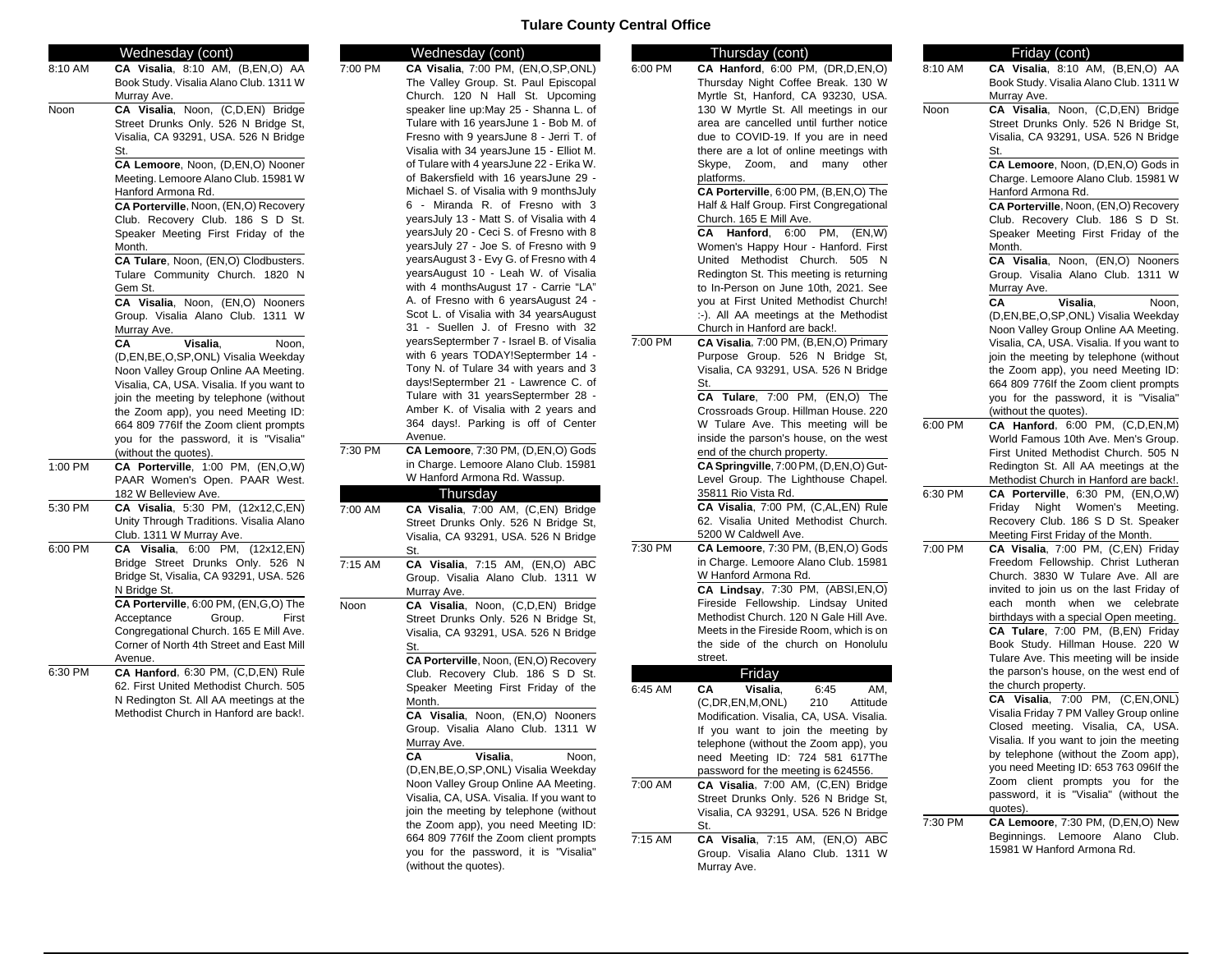# Tulare County Central Office

## Wednesday (cont)

**8:10 AM**

**CA Visalia**, 8:10 AM, (B,EN,O) AA Book Study. Visalia Alano Club. 1311 W Murray Ave.

**Noon**

**CA Visalia**, Noon, (C,D,EN) Bridge Street Drunks Only. 526 N Bridge St, Visalia, CA 93291, USA. 526 N Bridge St.

**CA Lemoore**, Noon, (D,EN,O) Nooner Meeting. Lemoore Alano Club. 15981 W Hanford Armona Rd.

**CA Porterville**, Noon, (EN,O) Recovery Club. Recovery Club. 186 S D St. Speaker Meeting First Friday of the Month.

**CA Tulare**, Noon, (EN,O) Clodbusters. Tulare Community Church. 1820 N Gem St.

**CA Visalia**, Noon, (EN,O) Nooners Group. Visalia Alano Club. 1311 W Murray Ave.

**CA Visalia**, Noon, (D,EN,BE,O,SP,ONL) Visalia Weekday Noon Valley Group Online AA Meeting. Visalia, CA, USA. Visalia. If you want to join the meeting by telephone (without the Zoom app), you need Meeting ID: 664 809 776If the Zoom client prompts you for the password, it is "Visalia" (without the quotes).

**1:00 PM**

**CA Porterville**, 1:00 PM, (EN,O,W) PAAR Women's Open. PAAR West. 182 W Belleview Ave.

**5:30 PM**

**CA Visalia**, 5:30 PM, (12x12,C,EN) Unity Through Traditions. Visalia Alano Club. 1311 W Murray Ave.

**6:00 PM**

**CA Visalia**, 6:00 PM, (12x12,EN) Bridge Street Drunks Only. 526 N Bridge St, Visalia, CA 93291, USA. 526 N Bridge St.

**CA Porterville**, 6:00 PM, (EN,G,O) The Acceptance Group. First Congregational Church. 165 E Mill Ave. Corner of North 4th Street and East Mill Avenue.

**6:30 PM**

**CA Hanford**, 6:30 PM, (C,D,EN) Rule 62. First United Methodist Church. 505 N Redington St. All AA meetings at the Methodist Church in Hanford are back!.

**7:00 PM**

**CA Visalia**, 7:00 PM, (EN,O,SP,ONL) The Valley Group. St. Paul Episcopal Church. 120 N Hall St. Upcoming speaker line up:May 25 - Shanna L. of Tulare with 16 yearsJune 1 - Bob M. of Fresno with 9 yearsJune 8 - Jerri T. of Visalia with 34 yearsJune 15 - Elliot M. of Tulare with 4 yearsJune 22 - Erika W. of Bakersfield with 16 yearsJune 29 - Michael S. of Visalia with 9 monthsJuly 6 - Miranda R. of Fresno with 3 yearsJuly 13 - Matt S. of Visalia with 4 yearsJuly 20 - Ceci S. of Fresno with 8 yearsJuly 27 - Joe S. of Fresno with 9 yearsAugust 3 - Evy G. of Fresno with 4 yearsAugust 10 - Leah W. of Visalia with 4 monthsAugust 17 - Carrie "LA" A. of Fresno with 6 yearsAugust 24 - Scot L. of Visalia with 34 yearsAugust 31 - Suellen J. of Fresno with 32 yearsSeptermber 7 - Israel B. of Visalia with 6 years TODAY!Septermber 14 - Tony N. of Tulare 34 with years and 3 days!Septermber 21 - Lawrence C. of Tulare with 31 yearsSeptermber 28 - Amber K. of Visalia with 2 years and 364 days!. Parking is off of Center Avenue.

**7:30 PM**

**CA Lemoore**, 7:30 PM, (D,EN,O) Gods in Charge. Lemoore Alano Club. 15981 W Hanford Armona Rd. Wassup.

## Thursday

**7:00 AM**

**CA Visalia**, 7:00 AM, (C,EN) Bridge Street Drunks Only. 526 N Bridge St, Visalia, CA 93291, USA. 526 N Bridge St.

**7:15 AM**

**CA Visalia**, 7:15 AM, (EN,O) ABC Group. Visalia Alano Club. 1311 W Murray Ave.

**Noon**

**CA Visalia**, Noon, (C,D,EN) Bridge Street Drunks Only. 526 N Bridge St, Visalia, CA 93291, USA. 526 N Bridge St.

**CA Porterville**, Noon, (EN,O) Recovery Club. Recovery Club. 186 S D St. Speaker Meeting First Friday of the Month.

**CA Visalia**, Noon, (EN,O) Nooners Group. Visalia Alano Club. 1311 W Murray Ave.

**CA Visalia**, Noon, (D,EN,BE,O,SP,ONL) Visalia Weekday Noon Valley Group Online AA Meeting. Visalia, CA, USA. Visalia. If you want to join the meeting by telephone (without the Zoom app), you need Meeting ID: 664 809 776If the Zoom client prompts you for the password, it is "Visalia" (without the quotes).

## Thursday (cont)

**6:00 PM**

**CA Hanford**, 6:00 PM, (DR,D,EN,O) Thursday Night Coffee Break. 130 W Myrtle St, Hanford, CA 93230, USA. 130 W Myrtle St. All meetings in our area are cancelled until further notice due to COVID-19. If you are in need there are a lot of online meetings with Skype, Zoom, and many other platforms.

**CA Porterville**, 6:00 PM, (B,EN,O) The Half & Half Group. First Congregational Church. 165 E Mill Ave.

**CA Hanford**, 6:00 PM, (EN,W) Women's Happy Hour - Hanford. First United Methodist Church. 505 N Redington St. This meeting is returning to In-Person on June 10th, 2021. See you at First United Methodist Church! :-). All AA meetings at the Methodist Church in Hanford are back!.

**7:00 PM**

**CA Visalia**, 7:00 PM, (B,EN,O) Primary Purpose Group. 526 N Bridge St, Visalia, CA 93291, USA. 526 N Bridge St.

**CA Tulare**, 7:00 PM, (EN,O) The Crossroads Group. Hillman House. 220 W Tulare Ave. This meeting will be inside the parson's house, on the west end of the church property.

**CA Springville**, 7:00 PM, (D,EN,O) Gut-Level Group. The Lighthouse Chapel. 35811 Rio Vista Rd.

**CA Visalia**, 7:00 PM, (C,AL,EN) Rule 62. Visalia United Methodist Church. 5200 W Caldwell Ave.

**7:30 PM**

**CA Lemoore**, 7:30 PM, (B,EN,O) Gods in Charge. Lemoore Alano Club. 15981 W Hanford Armona Rd.

**CA Lindsay**, 7:30 PM, (ABSI,EN,O) Fireside Fellowship. Lindsay United Methodist Church. 120 N Gale Hill Ave. Meets in the Fireside Room, which is on the side of the church on Honolulu street.

## Friday

**6:45 AM**

**CA Visalia**, 6:45 AM, (C,DR,EN,M,ONL) 210 Attitude Modification. Visalia, CA, USA. Visalia. If you want to join the meeting by telephone (without the Zoom app), you need Meeting ID: 724 581 617The password for the meeting is 624556.

**7:00 AM**

**CA Visalia**, 7:00 AM, (C,EN) Bridge Street Drunks Only. 526 N Bridge St, Visalia, CA 93291, USA. 526 N Bridge St.

**7:15 AM**

**CA Visalia**, 7:15 AM, (EN,O) ABC Group. Visalia Alano Club. 1311 W Murray Ave.

## Friday (cont)

**8:10 AM**

**CA Visalia**, 8:10 AM, (B,EN,O) AA Book Study. Visalia Alano Club. 1311 W Murray Ave.

**Noon**

**CA Visalia**, Noon, (C,D,EN) Bridge Street Drunks Only. 526 N Bridge St, Visalia, CA 93291, USA. 526 N Bridge St.

**CA Lemoore**, Noon, (D,EN,O) Gods in Charge. Lemoore Alano Club. 15981 W Hanford Armona Rd.

**CA Porterville**, Noon, (EN,O) Recovery Club. Recovery Club. 186 S D St. Speaker Meeting First Friday of the Month.

**CA Visalia**, Noon, (EN,O) Nooners Group. Visalia Alano Club. 1311 W Murray Ave.

**CA Visalia**, Noon, (D,EN,BE,O,SP,ONL) Visalia Weekday Noon Valley Group Online AA Meeting. Visalia, CA, USA. Visalia. If you want to join the meeting by telephone (without the Zoom app), you need Meeting ID: 664 809 776If the Zoom client prompts you for the password, it is "Visalia" (without the quotes).

**6:00 PM**

**CA Hanford**, 6:00 PM, (C,D,EN,M) World Famous 10th Ave. Men's Group. First United Methodist Church. 505 N Redington St. All AA meetings at the Methodist Church in Hanford are back!.

**6:30 PM**

**CA Porterville**, 6:30 PM, (EN,O,W) Friday Night Women's Meeting. Recovery Club. 186 S D St. Speaker Meeting First Friday of the Month.

**7:00 PM**

**CA Visalia**, 7:00 PM, (C,EN) Friday Freedom Fellowship. Christ Lutheran Church. 3830 W Tulare Ave. All are invited to join us on the last Friday of each month when we celebrate birthdays with a special Open meeting.

**CA Tulare**, 7:00 PM, (B,EN) Friday Book Study. Hillman House. 220 W Tulare Ave. This meeting will be inside the parson's house, on the west end of the church property.

**CA Visalia**, 7:00 PM, (C,EN,ONL) Visalia Friday 7 PM Valley Group online Closed meeting. Visalia, CA, USA. Visalia. If you want to join the meeting by telephone (without the Zoom app), you need Meeting ID: 653 763 096If the Zoom client prompts you for the password, it is "Visalia" (without the quotes).

**7:30 PM**

**CA Lemoore**, 7:30 PM, (D,EN,O) New Beginnings. Lemoore Alano Club. 15981 W Hanford Armona Rd.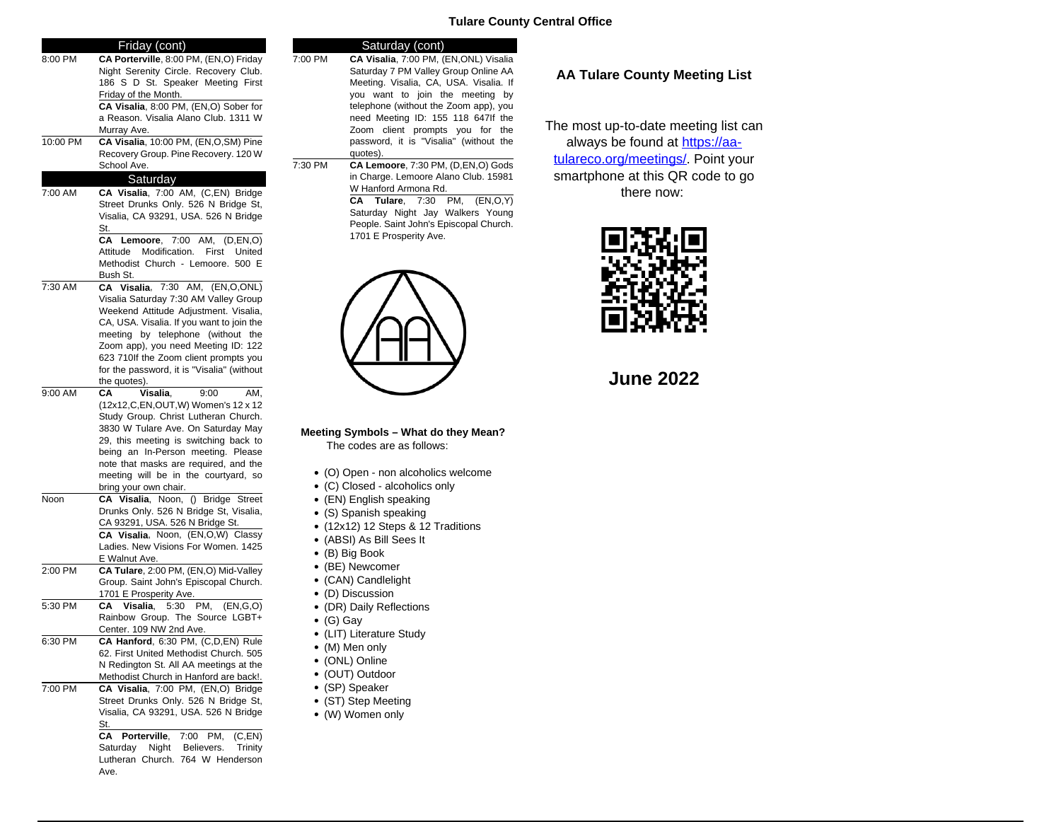Tulare County Central Office

## Friday (cont)

| | |
|---|---|
| 8:00 PM | **CA Porterville**, 8:00 PM, (EN,O) Friday Night Serenity Circle. Recovery Club. 186 S D St. Speaker Meeting First Friday of the Month. |
| | **CA Visalia**, 8:00 PM, (EN,O) Sober for a Reason. Visalia Alano Club. 1311 W Murray Ave. |
| 10:00 PM | **CA Visalia**, 10:00 PM, (EN,O,SM) Pine Recovery Group. Pine Recovery. 120 W School Ave. |

## Saturday

| | |
|---|---|
| 7:00 AM | **CA Visalia**, 7:00 AM, (C,EN) Bridge Street Drunks Only. 526 N Bridge St, Visalia, CA 93291, USA. 526 N Bridge St. |
| | **CA Lemoore**, 7:00 AM, (D,EN,O) Attitude Modification. First United Methodist Church - Lemoore. 500 E Bush St. |
| 7:30 AM | **CA Visalia**, 7:30 AM, (EN,O,ONL) Visalia Saturday 7:30 AM Valley Group Weekend Attitude Adjustment. Visalia, CA, USA. Visalia. If you want to join the meeting by telephone (without the Zoom app), you need Meeting ID: 122 623 710If the Zoom client prompts you for the password, it is "Visalia" (without the quotes). |
| 9:00 AM | **CA Visalia**, 9:00 AM, (12x12,C,EN,OUT,W) Women's 12 x 12 Study Group. Christ Lutheran Church. 3830 W Tulare Ave. On Saturday May 29, this meeting is switching back to being an In-Person meeting. Please note that masks are required, and the meeting will be in the courtyard, so bring your own chair. |
| Noon | **CA Visalia**, Noon, () Bridge Street Drunks Only. 526 N Bridge St, Visalia, CA 93291, USA. 526 N Bridge St. |
| | **CA Visalia**, Noon, (EN,O,W) Classy Ladies. New Visions For Women. 1425 E Walnut Ave. |
| 2:00 PM | **CA Tulare**, 2:00 PM, (EN,O) Mid-Valley Group. Saint John's Episcopal Church. 1701 E Prosperity Ave. |
| 5:30 PM | **CA Visalia**, 5:30 PM, (EN,G,O) Rainbow Group. The Source LGBT+ Center. 109 NW 2nd Ave. |
| 6:30 PM | **CA Hanford**, 6:30 PM, (C,D,EN) Rule 62. First United Methodist Church. 505 N Redington St. All AA meetings at the Methodist Church in Hanford are back!. |
| 7:00 PM | **CA Visalia**, 7:00 PM, (EN,O) Bridge Street Drunks Only. 526 N Bridge St, Visalia, CA 93291, USA. 526 N Bridge St. |
| | **CA Porterville**, 7:00 PM, (C,EN) Saturday Night Believers. Trinity Lutheran Church. 764 W Henderson Ave. |

## Saturday (cont)

| | |
|---|---|
| 7:00 PM | **CA Visalia**, 7:00 PM, (EN,ONL) Visalia Saturday 7 PM Valley Group Online AA Meeting. Visalia, CA, USA. Visalia. If you want to join the meeting by telephone (without the Zoom app), you need Meeting ID: 155 118 647If the Zoom client prompts you for the password, it is "Visalia" (without the quotes). |
| 7:30 PM | **CA Lemoore**, 7:30 PM, (D,EN,O) Gods in Charge. Lemoore Alano Club. 15981 W Hanford Armona Rd. |
| | **CA Tulare**, 7:30 PM, (EN,O,Y) Saturday Night Jay Walkers Young People. Saint John's Episcopal Church. 1701 E Prosperity Ave. |

**Meeting Symbols – What do they Mean?**

The codes are as follows:

- (O) Open - non alcoholics welcome
- (C) Closed - alcoholics only
- (EN) English speaking
- (S) Spanish speaking
- (12x12) 12 Steps & 12 Traditions
- (ABSI) As Bill Sees It
- (B) Big Book
- (BE) Newcomer
- (CAN) Candlelight
- (D) Discussion
- (DR) Daily Reflections
- (G) Gay
- (LIT) Literature Study
- (M) Men only
- (ONL) Online
- (OUT) Outdoor
- (SP) Speaker
- (ST) Step Meeting
- (W) Women only

## AA Tulare County Meeting List

The most up-to-date meeting list can always be found at https://aa-tulareco.org/meetings/. Point your smartphone at this QR code to go there now:

# June 2022